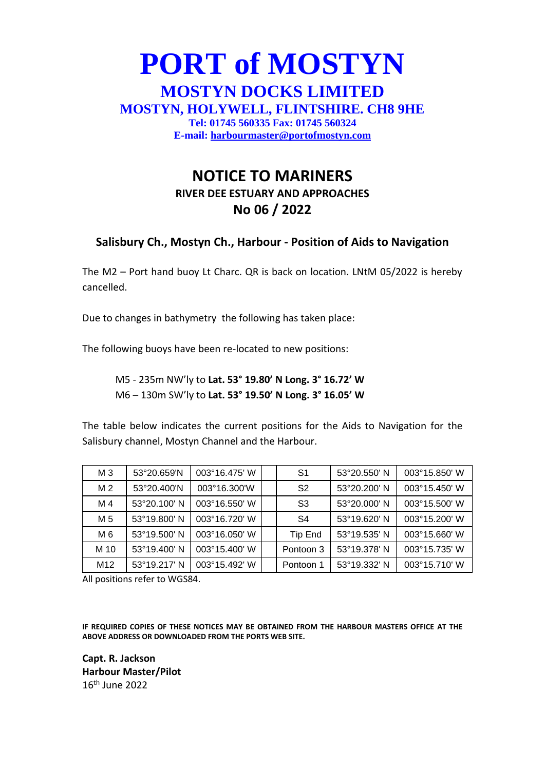# PORT of MOSTYN

## MOSTYN DOCKS LIMITED

### MOSTYN, HOLYWELL, FLINTSHIRE. CH8 9HE

**Tel: 01745 560335 Fax: 01745 560324**
**E-mail: harbourmaster@portofmostyn.com**

## NOTICE TO MARINERS

### RIVER DEE ESTUARY AND APPROACHES

### No 06 / 2022

### Salisbury Ch., Mostyn Ch., Harbour - Position of Aids to Navigation

The M2 – Port hand buoy Lt Charc. QR is back on location. LNtM 05/2022 is hereby cancelled.

Due to changes in bathymetry the following has taken place:

The following buoys have been re-located to new positions:

M5 - 235m NW'ly to **Lat. 53° 19.80' N Long. 3° 16.72' W**
M6 – 130m SW'ly to **Lat. 53° 19.50' N Long. 3° 16.05' W**

The table below indicates the current positions for the Aids to Navigation for the Salisbury channel, Mostyn Channel and the Harbour.

| | | | | | | |
|---|---|---|---|---|---|---|
| M 3 | 53°20.659'N | 003°16.475' W | | S1 | 53°20.550' N | 003°15.850' W |
| M 2 | 53°20.400'N | 003°16.300'W | | S2 | 53°20.200' N | 003°15.450' W |
| M 4 | 53°20.100' N | 003°16.550' W | | S3 | 53°20.000' N | 003°15.500' W |
| M 5 | 53°19.800' N | 003°16.720' W | | S4 | 53°19.620' N | 003°15.200' W |
| M 6 | 53°19.500' N | 003°16.050' W | | Tip End | 53°19.535' N | 003°15.660' W |
| M 10 | 53°19.400' N | 003°15.400' W | | Pontoon 3 | 53°19.378' N | 003°15.735' W |
| M12 | 53°19.217' N | 003°15.492' W | | Pontoon 1 | 53°19.332' N | 003°15.710' W |

All positions refer to WGS84.

**IF REQUIRED COPIES OF THESE NOTICES MAY BE OBTAINED FROM THE HARBOUR MASTERS OFFICE AT THE ABOVE ADDRESS OR DOWNLOADED FROM THE PORTS WEB SITE.**

**Capt. R. Jackson**
**Harbour Master/Pilot**
16th June 2022